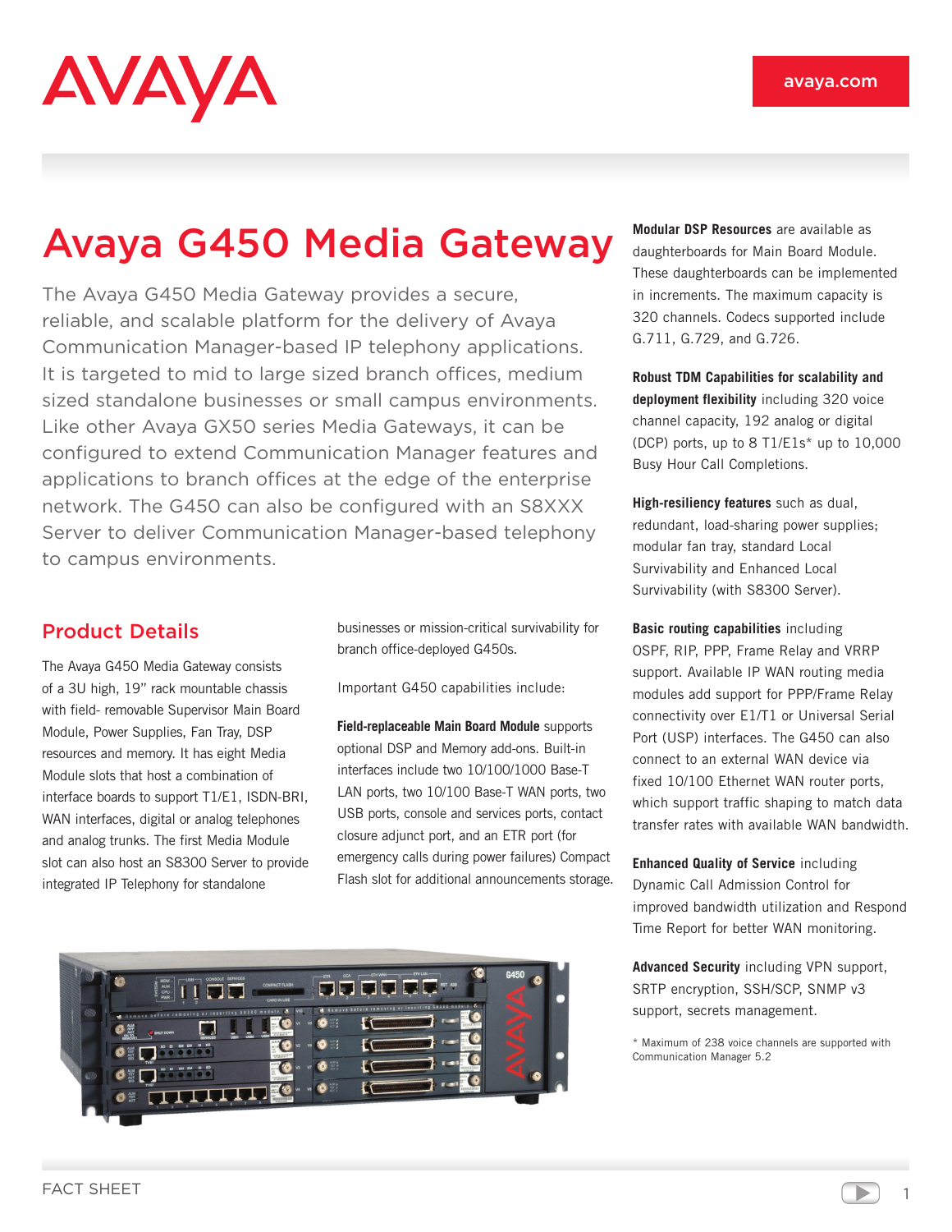# Avaya G450 Media Gateway

The Avaya G450 Media Gateway provides a secure, reliable, and scalable platform for the delivery of Avaya Communication Manager-based IP telephony applications. It is targeted to mid to large sized branch offices, medium sized standalone businesses or small campus environments. Like other Avaya GX50 series Media Gateways, it can be configured to extend Communication Manager features and applications to branch offices at the edge of the enterprise network. The G450 can also be configured with an S8XXX Server to deliver Communication Manager-based telephony to campus environments.

## Product Details

The Avaya G450 Media Gateway consists of a 3U high, 19" rack mountable chassis with field- removable Supervisor Main Board Module, Power Supplies, Fan Tray, DSP resources and memory. It has eight Media Module slots that host a combination of interface boards to support T1/E1, ISDN-BRI, WAN interfaces, digital or analog telephones and analog trunks. The first Media Module slot can also host an S8300 Server to provide integrated IP Telephony for standalone businesses or mission-critical survivability for branch office-deployed G450s.

Important G450 capabilities include:

**Field-replaceable Main Board Module** supports optional DSP and Memory add-ons. Built-in interfaces include two 10/100/1000 Base-T LAN ports, two 10/100 Base-T WAN ports, two USB ports, console and services ports, contact closure adjunct port, and an ETR port (for emergency calls during power failures) Compact Flash slot for additional announcements storage.

**Modular DSP Resources** are available as daughterboards for Main Board Module. These daughterboards can be implemented in increments. The maximum capacity is 320 channels. Codecs supported include G.711, G.729, and G.726.

**Robust TDM Capabilities for scalability and deployment flexibility** including 320 voice channel capacity, 192 analog or digital (DCP) ports, up to 8 T1/E1s* up to 10,000 Busy Hour Call Completions.

**High-resiliency features** such as dual, redundant, load-sharing power supplies; modular fan tray, standard Local Survivability and Enhanced Local Survivability (with S8300 Server).

**Basic routing capabilities** including OSPF, RIP, PPP, Frame Relay and VRRP support. Available IP WAN routing media modules add support for PPP/Frame Relay connectivity over E1/T1 or Universal Serial Port (USP) interfaces. The G450 can also connect to an external WAN device via fixed 10/100 Ethernet WAN router ports, which support traffic shaping to match data transfer rates with available WAN bandwidth.

**Enhanced Quality of Service** including Dynamic Call Admission Control for improved bandwidth utilization and Respond Time Report for better WAN monitoring.

**Advanced Security** including VPN support, SRTP encryption, SSH/SCP, SNMP v3 support, secrets management.

\* Maximum of 238 voice channels are supported with Communication Manager 5.2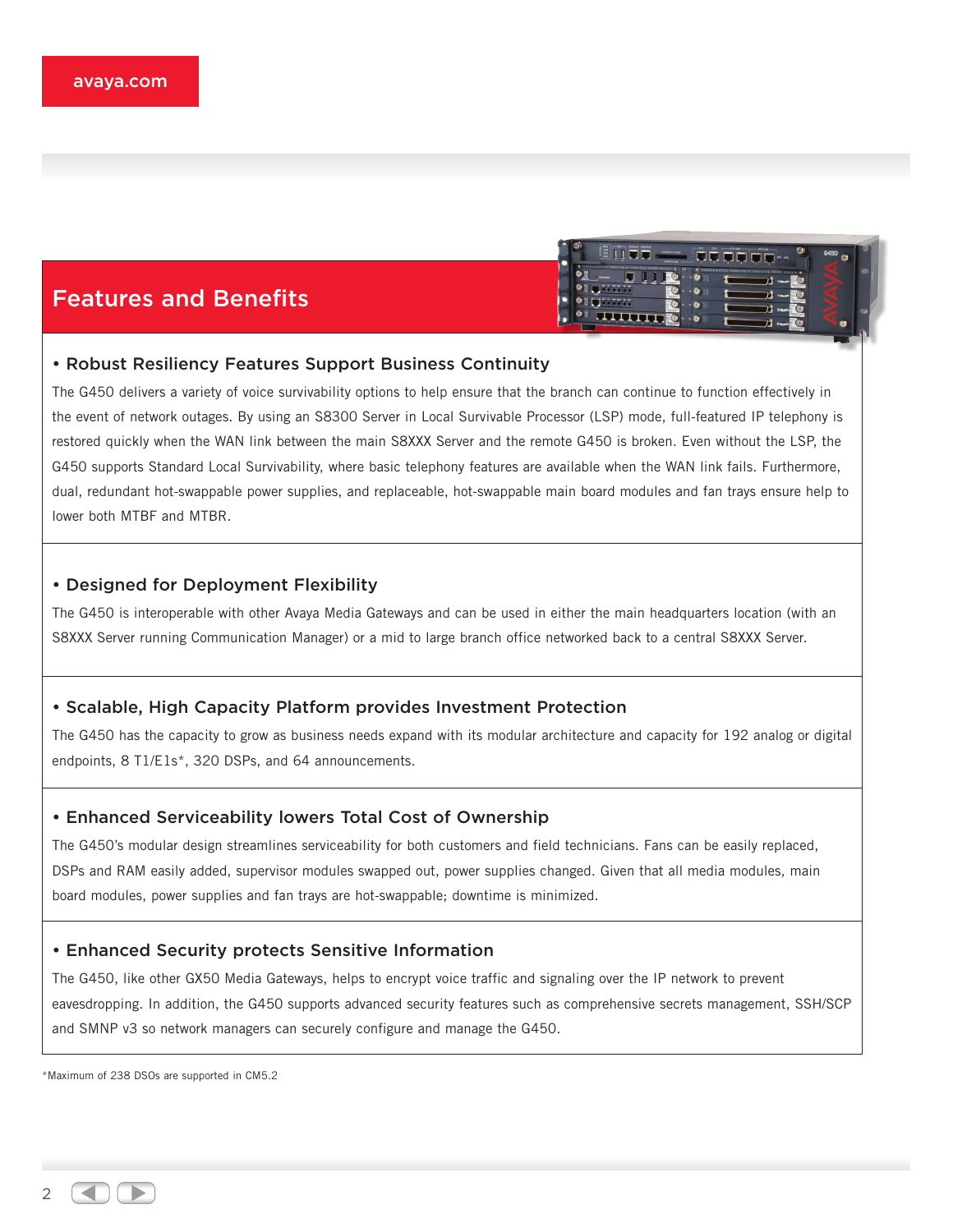## Features and Benefits

### • Robust Resiliency Features Support Business Continuity

The G450 delivers a variety of voice survivability options to help ensure that the branch can continue to function effectively in the event of network outages. By using an S8300 Server in Local Survivable Processor (LSP) mode, full-featured IP telephony is restored quickly when the WAN link between the main S8XXX Server and the remote G450 is broken. Even without the LSP, the G450 supports Standard Local Survivability, where basic telephony features are available when the WAN link fails. Furthermore, dual, redundant hot-swappable power supplies, and replaceable, hot-swappable main board modules and fan trays ensure help to lower both MTBF and MTBR.

### • Designed for Deployment Flexibility

The G450 is interoperable with other Avaya Media Gateways and can be used in either the main headquarters location (with an S8XXX Server running Communication Manager) or a mid to large branch office networked back to a central S8XXX Server.

### • Scalable, High Capacity Platform provides Investment Protection

The G450 has the capacity to grow as business needs expand with its modular architecture and capacity for 192 analog or digital endpoints, 8 T1/E1s*, 320 DSPs, and 64 announcements.

### • Enhanced Serviceability lowers Total Cost of Ownership

The G450's modular design streamlines serviceability for both customers and field technicians. Fans can be easily replaced, DSPs and RAM easily added, supervisor modules swapped out, power supplies changed. Given that all media modules, main board modules, power supplies and fan trays are hot-swappable; downtime is minimized.

### • Enhanced Security protects Sensitive Information

The G450, like other GX50 Media Gateways, helps to encrypt voice traffic and signaling over the IP network to prevent eavesdropping. In addition, the G450 supports advanced security features such as comprehensive secrets management, SSH/SCP and SMNP v3 so network managers can securely configure and manage the G450.

*Maximum of 238 DSOs are supported in CM5.2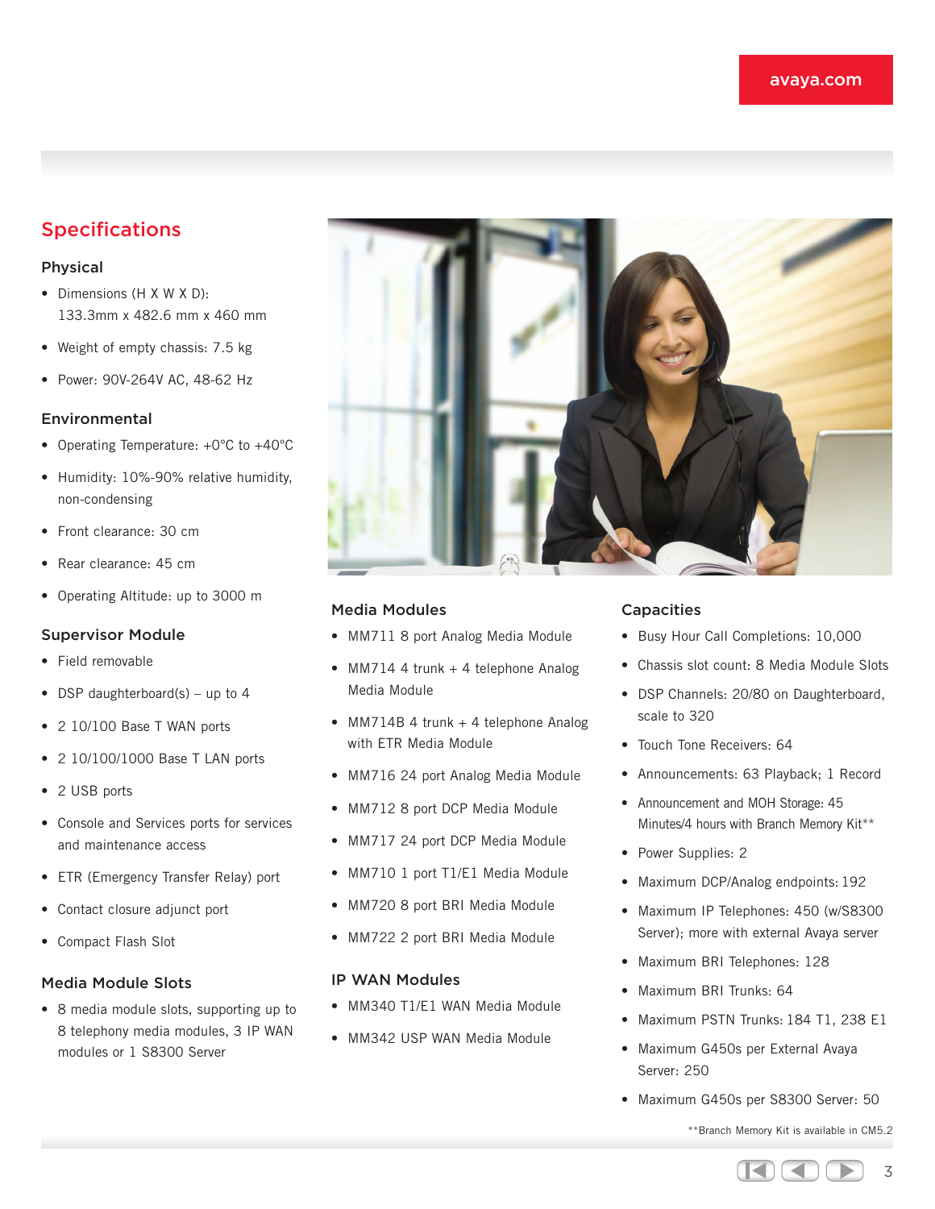## Specifications

### Physical

- Dimensions (H X W X D): 133.3mm x 482.6 mm x 460 mm
- Weight of empty chassis: 7.5 kg
- Power: 90V-264V AC, 48-62 Hz

### Environmental

- Operating Temperature: +0°C to +40°C
- Humidity: 10%-90% relative humidity, non-condensing
- Front clearance: 30 cm
- Rear clearance: 45 cm
- Operating Altitude: up to 3000 m

### Supervisor Module

- Field removable
- DSP daughterboard(s) – up to 4
- 2 10/100 Base T WAN ports
- 2 10/100/1000 Base T LAN ports
- 2 USB ports
- Console and Services ports for services and maintenance access
- ETR (Emergency Transfer Relay) port
- Contact closure adjunct port
- Compact Flash Slot

### Media Module Slots

- 8 media module slots, supporting up to 8 telephony media modules, 3 IP WAN modules or 1 S8300 Server

### Media Modules

- MM711 8 port Analog Media Module
- MM714 4 trunk + 4 telephone Analog Media Module
- MM714B 4 trunk + 4 telephone Analog with ETR Media Module
- MM716 24 port Analog Media Module
- MM712 8 port DCP Media Module
- MM717 24 port DCP Media Module
- MM710 1 port T1/E1 Media Module
- MM720 8 port BRI Media Module
- MM722 2 port BRI Media Module

### IP WAN Modules

- MM340 T1/E1 WAN Media Module
- MM342 USP WAN Media Module

### Capacities

- Busy Hour Call Completions: 10,000
- Chassis slot count: 8 Media Module Slots
- DSP Channels: 20/80 on Daughterboard, scale to 320
- Touch Tone Receivers: 64
- Announcements: 63 Playback; 1 Record
- Announcement and MOH Storage: 45 Minutes/4 hours with Branch Memory Kit**
- Power Supplies: 2
- Maximum DCP/Analog endpoints: 192
- Maximum IP Telephones: 450 (w/S8300 Server); more with external Avaya server
- Maximum BRI Telephones: 128
- Maximum BRI Trunks: 64
- Maximum PSTN Trunks: 184 T1, 238 E1
- Maximum G450s per External Avaya Server: 250
- Maximum G450s per S8300 Server: 50

**Branch Memory Kit is available in CM5.2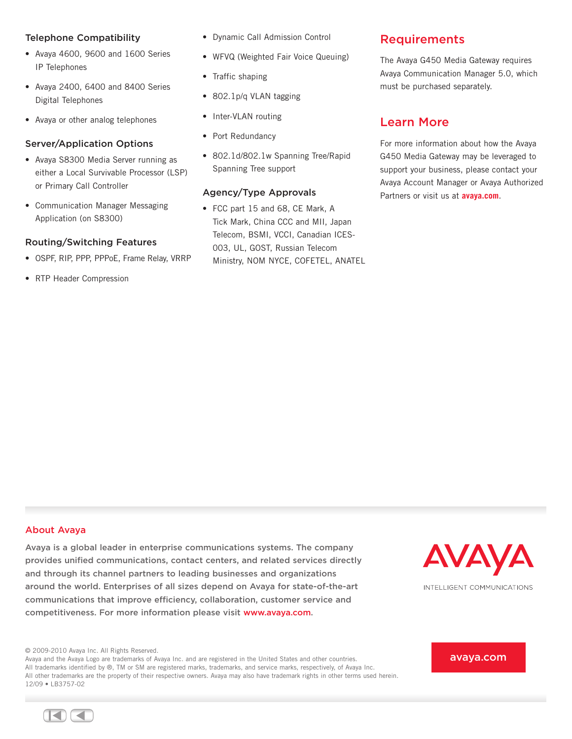### Telephone Compatibility

- Avaya 4600, 9600 and 1600 Series IP Telephones
- Avaya 2400, 6400 and 8400 Series Digital Telephones
- Avaya or other analog telephones

### Server/Application Options

- Avaya S8300 Media Server running as either a Local Survivable Processor (LSP) or Primary Call Controller
- Communication Manager Messaging Application (on S8300)

### Routing/Switching Features

- OSPF, RIP, PPP, PPPoE, Frame Relay, VRRP
- RTP Header Compression
- Dynamic Call Admission Control
- WFVQ (Weighted Fair Voice Queuing)
- Traffic shaping
- 802.1p/q VLAN tagging
- Inter-VLAN routing
- Port Redundancy
- 802.1d/802.1w Spanning Tree/Rapid Spanning Tree support

### Agency/Type Approvals

- FCC part 15 and 68, CE Mark, A Tick Mark, China CCC and MII, Japan Telecom, BSMI, VCCI, Canadian ICES-003, UL, GOST, Russian Telecom Ministry, NOM NYCE, COFETEL, ANATEL

## Requirements

The Avaya G450 Media Gateway requires Avaya Communication Manager 5.0, which must be purchased separately.

## Learn More

For more information about how the Avaya G450 Media Gateway may be leveraged to support your business, please contact your Avaya Account Manager or Avaya Authorized Partners or visit us at **avaya.com**.

## About Avaya

Avaya is a global leader in enterprise communications systems. The company provides unified communications, contact centers, and related services directly and through its channel partners to leading businesses and organizations around the world. Enterprises of all sizes depend on Avaya for state-of-the-art communications that improve efficiency, collaboration, customer service and competitiveness. For more information please visit www.avaya.com.

AVAYA

INTELLIGENT COMMUNICATIONS

© 2009-2010 Avaya Inc. All Rights Reserved.
Avaya and the Avaya Logo are trademarks of Avaya Inc. and are registered in the United States and other countries.
All trademarks identified by ®, TM or SM are registered marks, trademarks, and service marks, respectively, of Avaya Inc.
All other trademarks are the property of their respective owners. Avaya may also have trademark rights in other terms used herein.
12/09 • LB3757-02

avaya.com